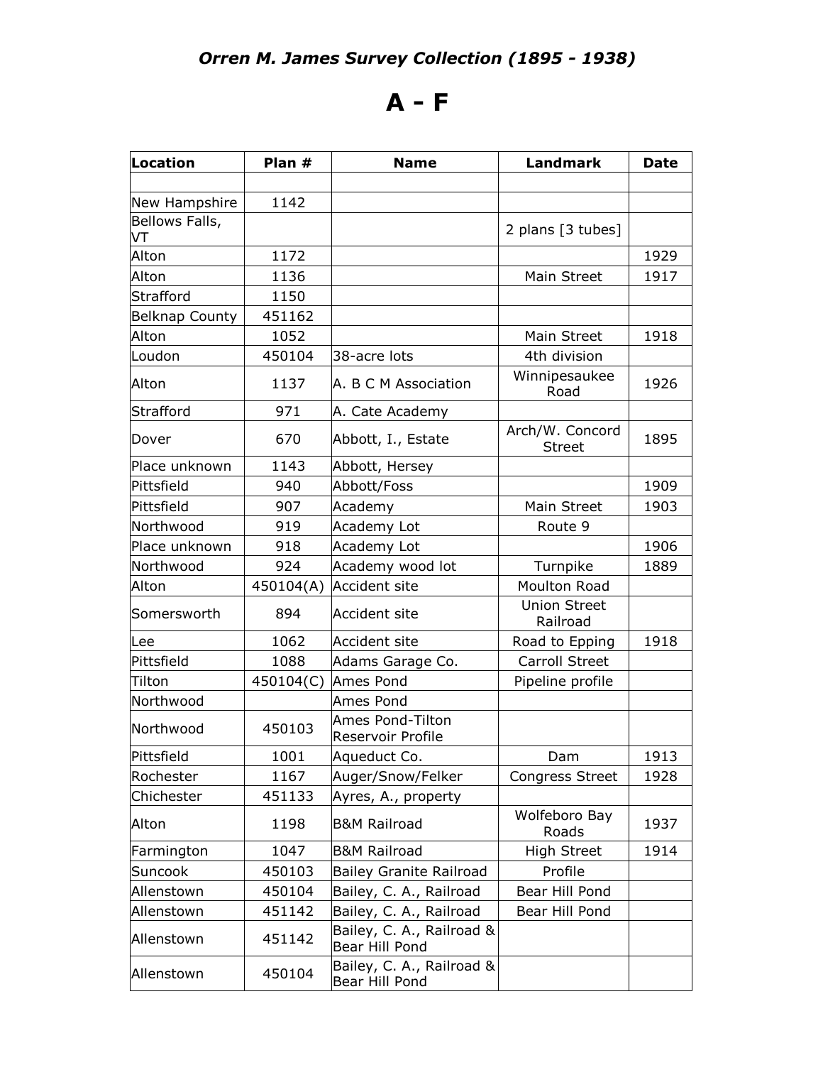# *Orren M. James Survey Collection (1895 - 1938)*

# A - F

| Location | Plan # | Name | Landmark | Date |
|---|---|---|---|---|
| | | | | |
| New Hampshire | 1142 | | | |
| Bellows Falls, VT | | | 2 plans [3 tubes] | |
| Alton | 1172 | | | 1929 |
| Alton | 1136 | | Main Street | 1917 |
| Strafford | 1150 | | | |
| Belknap County | 451162 | | | |
| Alton | 1052 | | Main Street | 1918 |
| Loudon | 450104 | 38-acre lots | 4th division | |
| Alton | 1137 | A. B C M Association | Winnipesaukee Road | 1926 |
| Strafford | 971 | A. Cate Academy | | |
| Dover | 670 | Abbott, I., Estate | Arch/W. Concord Street | 1895 |
| Place unknown | 1143 | Abbott, Hersey | | |
| Pittsfield | 940 | Abbott/Foss | | 1909 |
| Pittsfield | 907 | Academy | Main Street | 1903 |
| Northwood | 919 | Academy Lot | Route 9 | |
| Place unknown | 918 | Academy Lot | | 1906 |
| Northwood | 924 | Academy wood lot | Turnpike | 1889 |
| Alton | 450104(A) | Accident site | Moulton Road | |
| Somersworth | 894 | Accident site | Union Street Railroad | |
| Lee | 1062 | Accident site | Road to Epping | 1918 |
| Pittsfield | 1088 | Adams Garage Co. | Carroll Street | |
| Tilton | 450104(C) | Ames Pond | Pipeline profile | |
| Northwood | | Ames Pond | | |
| Northwood | 450103 | Ames Pond-Tilton Reservoir Profile | | |
| Pittsfield | 1001 | Aqueduct Co. | Dam | 1913 |
| Rochester | 1167 | Auger/Snow/Felker | Congress Street | 1928 |
| Chichester | 451133 | Ayres, A., property | | |
| Alton | 1198 | B&M Railroad | Wolfeboro Bay Roads | 1937 |
| Farmington | 1047 | B&M Railroad | High Street | 1914 |
| Suncook | 450103 | Bailey Granite Railroad | Profile | |
| Allenstown | 450104 | Bailey, C. A., Railroad | Bear Hill Pond | |
| Allenstown | 451142 | Bailey, C. A., Railroad | Bear Hill Pond | |
| Allenstown | 451142 | Bailey, C. A., Railroad & Bear Hill Pond | | |
| Allenstown | 450104 | Bailey, C. A., Railroad & Bear Hill Pond | | |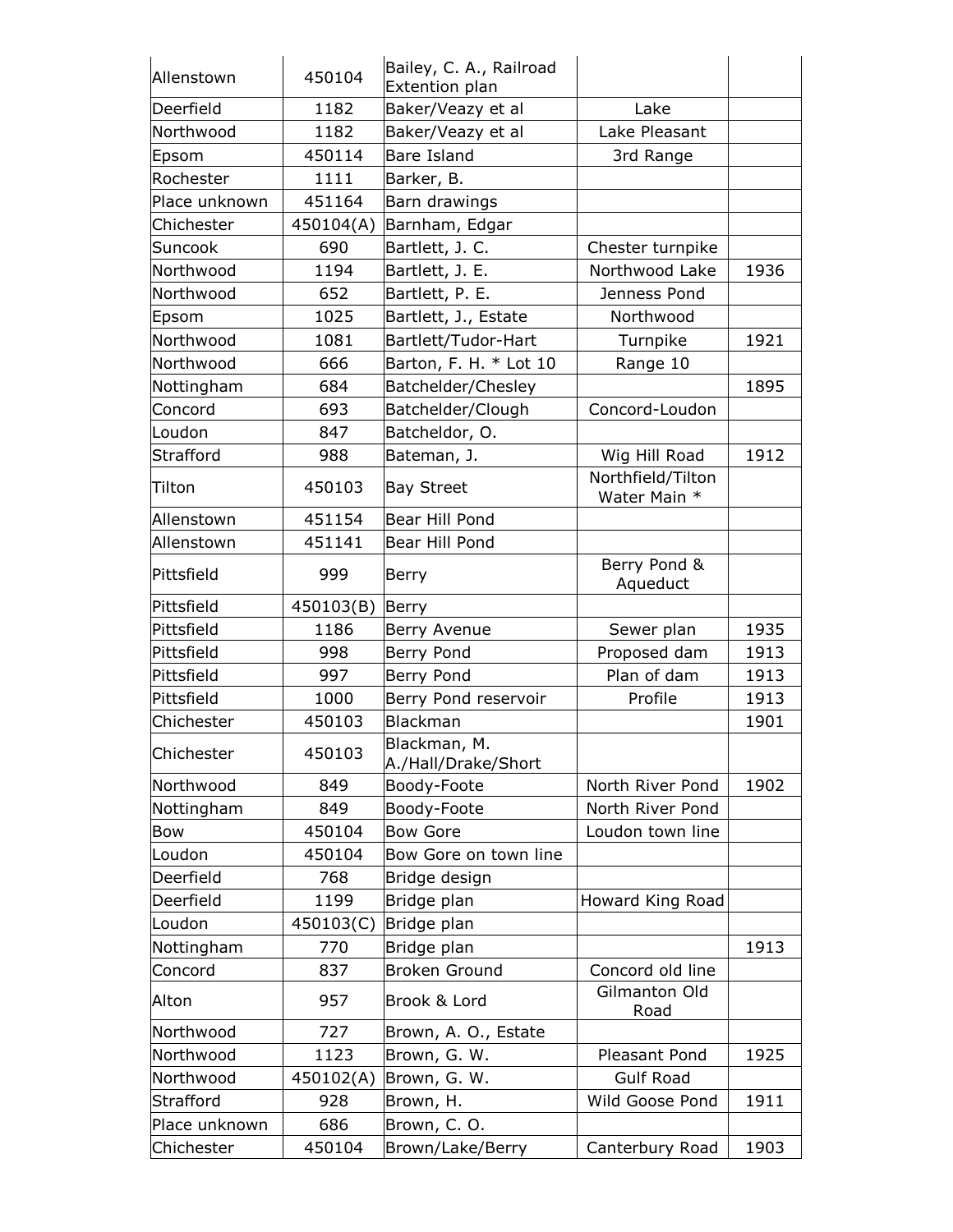| Allenstown | 450104 | Bailey, C. A., Railroad Extention plan | | |
|---|---|---|---|---|
| Deerfield | 1182 | Baker/Veazy et al | Lake | |
| Northwood | 1182 | Baker/Veazy et al | Lake Pleasant | |
| Epsom | 450114 | Bare Island | 3rd Range | |
| Rochester | 1111 | Barker, B. | | |
| Place unknown | 451164 | Barn drawings | | |
| Chichester | 450104(A) | Barnham, Edgar | | |
| Suncook | 690 | Bartlett, J. C. | Chester turnpike | |
| Northwood | 1194 | Bartlett, J. E. | Northwood Lake | 1936 |
| Northwood | 652 | Bartlett, P. E. | Jenness Pond | |
| Epsom | 1025 | Bartlett, J., Estate | Northwood | |
| Northwood | 1081 | Bartlett/Tudor-Hart | Turnpike | 1921 |
| Northwood | 666 | Barton, F. H. * Lot 10 | Range 10 | |
| Nottingham | 684 | Batchelder/Chesley | | 1895 |
| Concord | 693 | Batchelder/Clough | Concord-Loudon | |
| Loudon | 847 | Batcheldor, O. | | |
| Strafford | 988 | Bateman, J. | Wig Hill Road | 1912 |
| Tilton | 450103 | Bay Street | Northfield/Tilton Water Main * | |
| Allenstown | 451154 | Bear Hill Pond | | |
| Allenstown | 451141 | Bear Hill Pond | | |
| Pittsfield | 999 | Berry | Berry Pond & Aqueduct | |
| Pittsfield | 450103(B) | Berry | | |
| Pittsfield | 1186 | Berry Avenue | Sewer plan | 1935 |
| Pittsfield | 998 | Berry Pond | Proposed dam | 1913 |
| Pittsfield | 997 | Berry Pond | Plan of dam | 1913 |
| Pittsfield | 1000 | Berry Pond reservoir | Profile | 1913 |
| Chichester | 450103 | Blackman | | 1901 |
| Chichester | 450103 | Blackman, M. A./Hall/Drake/Short | | |
| Northwood | 849 | Boody-Foote | North River Pond | 1902 |
| Nottingham | 849 | Boody-Foote | North River Pond | |
| Bow | 450104 | Bow Gore | Loudon town line | |
| Loudon | 450104 | Bow Gore on town line | | |
| Deerfield | 768 | Bridge design | | |
| Deerfield | 1199 | Bridge plan | Howard King Road | |
| Loudon | 450103(C) | Bridge plan | | |
| Nottingham | 770 | Bridge plan | | 1913 |
| Concord | 837 | Broken Ground | Concord old line | |
| Alton | 957 | Brook & Lord | Gilmanton Old Road | |
| Northwood | 727 | Brown, A. O., Estate | | |
| Northwood | 1123 | Brown, G. W. | Pleasant Pond | 1925 |
| Northwood | 450102(A) | Brown, G. W. | Gulf Road | |
| Strafford | 928 | Brown, H. | Wild Goose Pond | 1911 |
| Place unknown | 686 | Brown, C. O. | | |
| Chichester | 450104 | Brown/Lake/Berry | Canterbury Road | 1903 |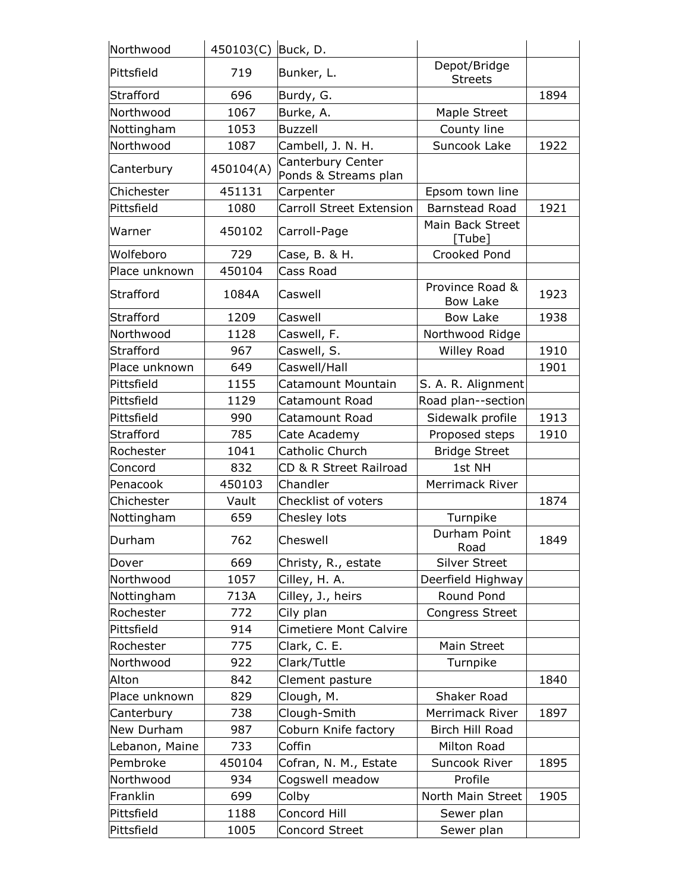| | | | | |
|---|---|---|---|---|
| Northwood | 450103(C) | Buck, D. | | |
| Pittsfield | 719 | Bunker, L. | Depot/Bridge Streets | |
| Strafford | 696 | Burdy, G. | | 1894 |
| Northwood | 1067 | Burke, A. | Maple Street | |
| Nottingham | 1053 | Buzzell | County line | |
| Northwood | 1087 | Cambell, J. N. H. | Suncook Lake | 1922 |
| Canterbury | 450104(A) | Canterbury Center Ponds & Streams plan | | |
| Chichester | 451131 | Carpenter | Epsom town line | |
| Pittsfield | 1080 | Carroll Street Extension | Barnstead Road | 1921 |
| Warner | 450102 | Carroll-Page | Main Back Street [Tube] | |
| Wolfeboro | 729 | Case, B. & H. | Crooked Pond | |
| Place unknown | 450104 | Cass Road | | |
| Strafford | 1084A | Caswell | Province Road & Bow Lake | 1923 |
| Strafford | 1209 | Caswell | Bow Lake | 1938 |
| Northwood | 1128 | Caswell, F. | Northwood Ridge | |
| Strafford | 967 | Caswell, S. | Willey Road | 1910 |
| Place unknown | 649 | Caswell/Hall | | 1901 |
| Pittsfield | 1155 | Catamount Mountain | S. A. R. Alignment | |
| Pittsfield | 1129 | Catamount Road | Road plan--section | |
| Pittsfield | 990 | Catamount Road | Sidewalk profile | 1913 |
| Strafford | 785 | Cate Academy | Proposed steps | 1910 |
| Rochester | 1041 | Catholic Church | Bridge Street | |
| Concord | 832 | CD & R Street Railroad | 1st NH | |
| Penacook | 450103 | Chandler | Merrimack River | |
| Chichester | Vault | Checklist of voters | | 1874 |
| Nottingham | 659 | Chesley lots | Turnpike | |
| Durham | 762 | Cheswell | Durham Point Road | 1849 |
| Dover | 669 | Christy, R., estate | Silver Street | |
| Northwood | 1057 | Cilley, H. A. | Deerfield Highway | |
| Nottingham | 713A | Cilley, J., heirs | Round Pond | |
| Rochester | 772 | Cily plan | Congress Street | |
| Pittsfield | 914 | Cimetiere Mont Calvire | | |
| Rochester | 775 | Clark, C. E. | Main Street | |
| Northwood | 922 | Clark/Tuttle | Turnpike | |
| Alton | 842 | Clement pasture | | 1840 |
| Place unknown | 829 | Clough, M. | Shaker Road | |
| Canterbury | 738 | Clough-Smith | Merrimack River | 1897 |
| New Durham | 987 | Coburn Knife factory | Birch Hill Road | |
| Lebanon, Maine | 733 | Coffin | Milton Road | |
| Pembroke | 450104 | Cofran, N. M., Estate | Suncook River | 1895 |
| Northwood | 934 | Cogswell meadow | Profile | |
| Franklin | 699 | Colby | North Main Street | 1905 |
| Pittsfield | 1188 | Concord Hill | Sewer plan | |
| Pittsfield | 1005 | Concord Street | Sewer plan | |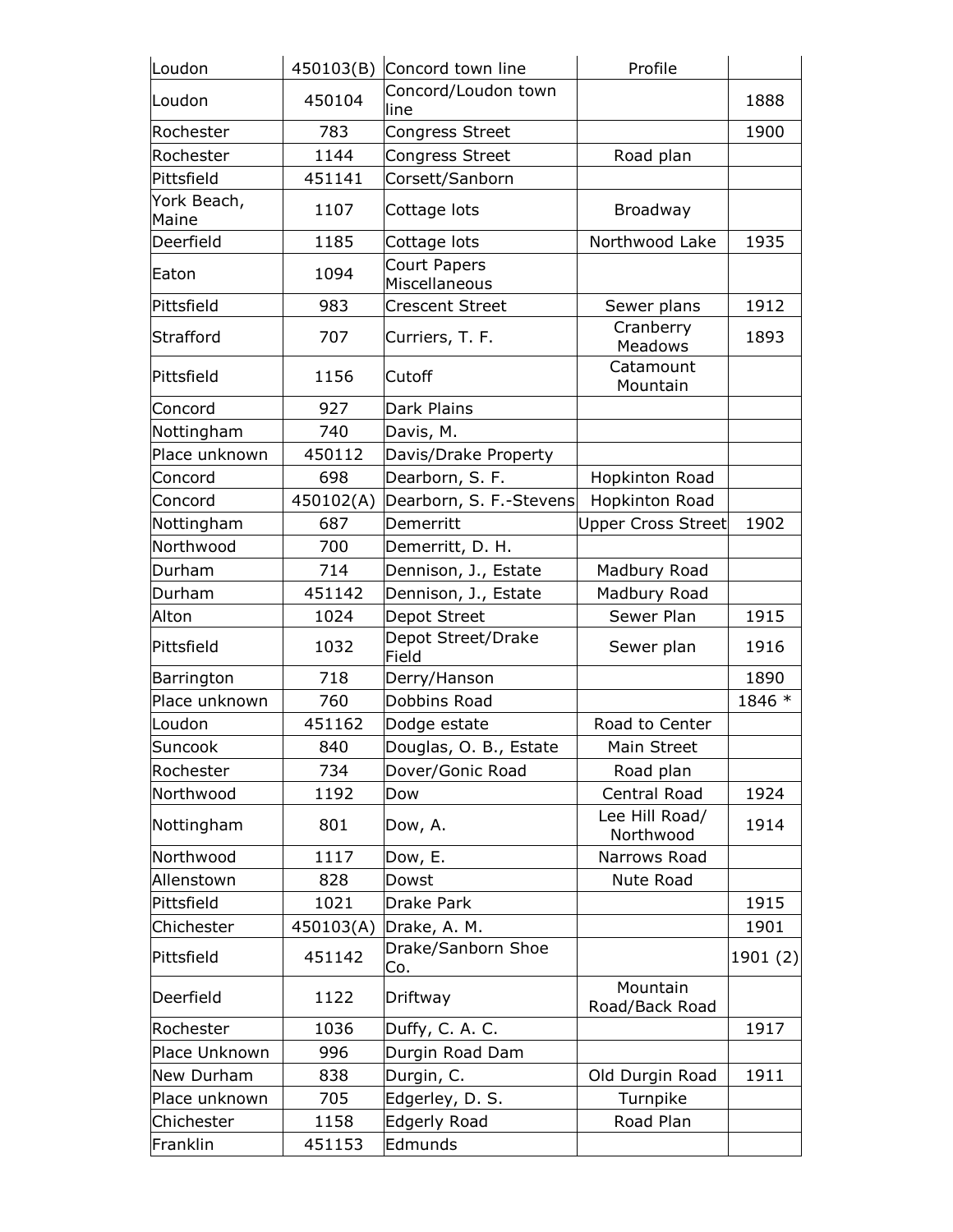| Loudon | 450103(B) | Concord town line | Profile | |
|---|---|---|---|---|
| Loudon | 450104 | Concord/Loudon town line | | 1888 |
| Rochester | 783 | Congress Street | | 1900 |
| Rochester | 1144 | Congress Street | Road plan | |
| Pittsfield | 451141 | Corsett/Sanborn | | |
| York Beach, Maine | 1107 | Cottage lots | Broadway | |
| Deerfield | 1185 | Cottage lots | Northwood Lake | 1935 |
| Eaton | 1094 | Court Papers Miscellaneous | | |
| Pittsfield | 983 | Crescent Street | Sewer plans | 1912 |
| Strafford | 707 | Curriers, T. F. | Cranberry Meadows | 1893 |
| Pittsfield | 1156 | Cutoff | Catamount Mountain | |
| Concord | 927 | Dark Plains | | |
| Nottingham | 740 | Davis, M. | | |
| Place unknown | 450112 | Davis/Drake Property | | |
| Concord | 698 | Dearborn, S. F. | Hopkinton Road | |
| Concord | 450102(A) | Dearborn, S. F.-Stevens | Hopkinton Road | |
| Nottingham | 687 | Demerritt | Upper Cross Street | 1902 |
| Northwood | 700 | Demerritt, D. H. | | |
| Durham | 714 | Dennison, J., Estate | Madbury Road | |
| Durham | 451142 | Dennison, J., Estate | Madbury Road | |
| Alton | 1024 | Depot Street | Sewer Plan | 1915 |
| Pittsfield | 1032 | Depot Street/Drake Field | Sewer plan | 1916 |
| Barrington | 718 | Derry/Hanson | | 1890 |
| Place unknown | 760 | Dobbins Road | | 1846 * |
| Loudon | 451162 | Dodge estate | Road to Center | |
| Suncook | 840 | Douglas, O. B., Estate | Main Street | |
| Rochester | 734 | Dover/Gonic Road | Road plan | |
| Northwood | 1192 | Dow | Central Road | 1924 |
| Nottingham | 801 | Dow, A. | Lee Hill Road/ Northwood | 1914 |
| Northwood | 1117 | Dow, E. | Narrows Road | |
| Allenstown | 828 | Dowst | Nute Road | |
| Pittsfield | 1021 | Drake Park | | 1915 |
| Chichester | 450103(A) | Drake, A. M. | | 1901 |
| Pittsfield | 451142 | Drake/Sanborn Shoe Co. | | 1901 (2) |
| Deerfield | 1122 | Driftway | Mountain Road/Back Road | |
| Rochester | 1036 | Duffy, C. A. C. | | 1917 |
| Place Unknown | 996 | Durgin Road Dam | | |
| New Durham | 838 | Durgin, C. | Old Durgin Road | 1911 |
| Place unknown | 705 | Edgerley, D. S. | Turnpike | |
| Chichester | 1158 | Edgerly Road | Road Plan | |
| Franklin | 451153 | Edmunds | | |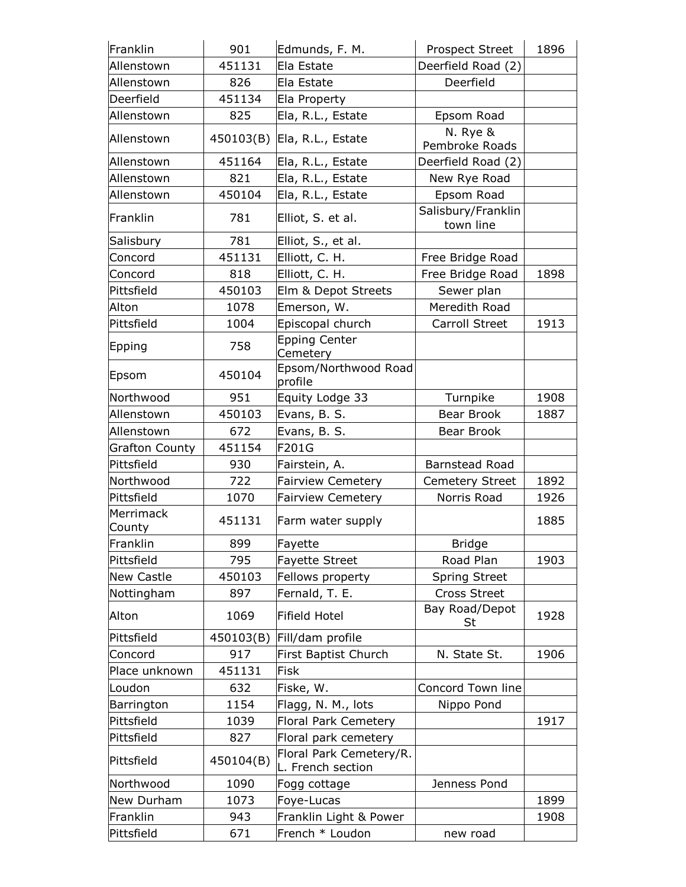| | | | | |
|---|---|---|---|---|
| Franklin | 901 | Edmunds, F. M. | Prospect Street | 1896 |
| Allenstown | 451131 | Ela Estate | Deerfield Road (2) | |
| Allenstown | 826 | Ela Estate | Deerfield | |
| Deerfield | 451134 | Ela Property | | |
| Allenstown | 825 | Ela, R.L., Estate | Epsom Road | |
| Allenstown | 450103(B) | Ela, R.L., Estate | N. Rye & Pembroke Roads | |
| Allenstown | 451164 | Ela, R.L., Estate | Deerfield Road (2) | |
| Allenstown | 821 | Ela, R.L., Estate | New Rye Road | |
| Allenstown | 450104 | Ela, R.L., Estate | Epsom Road | |
| Franklin | 781 | Elliot, S. et al. | Salisbury/Franklin town line | |
| Salisbury | 781 | Elliot, S., et al. | | |
| Concord | 451131 | Elliott, C. H. | Free Bridge Road | |
| Concord | 818 | Elliott, C. H. | Free Bridge Road | 1898 |
| Pittsfield | 450103 | Elm & Depot Streets | Sewer plan | |
| Alton | 1078 | Emerson, W. | Meredith Road | |
| Pittsfield | 1004 | Episcopal church | Carroll Street | 1913 |
| Epping | 758 | Epping Center Cemetery | | |
| Epsom | 450104 | Epsom/Northwood Road profile | | |
| Northwood | 951 | Equity Lodge 33 | Turnpike | 1908 |
| Allenstown | 450103 | Evans, B. S. | Bear Brook | 1887 |
| Allenstown | 672 | Evans, B. S. | Bear Brook | |
| Grafton County | 451154 | F201G | | |
| Pittsfield | 930 | Fairstein, A. | Barnstead Road | |
| Northwood | 722 | Fairview Cemetery | Cemetery Street | 1892 |
| Pittsfield | 1070 | Fairview Cemetery | Norris Road | 1926 |
| Merrimack County | 451131 | Farm water supply | | 1885 |
| Franklin | 899 | Fayette | Bridge | |
| Pittsfield | 795 | Fayette Street | Road Plan | 1903 |
| New Castle | 450103 | Fellows property | Spring Street | |
| Nottingham | 897 | Fernald, T. E. | Cross Street | |
| Alton | 1069 | Fifield Hotel | Bay Road/Depot St | 1928 |
| Pittsfield | 450103(B) | Fill/dam profile | | |
| Concord | 917 | First Baptist Church | N. State St. | 1906 |
| Place unknown | 451131 | Fisk | | |
| Loudon | 632 | Fiske, W. | Concord Town line | |
| Barrington | 1154 | Flagg, N. M., lots | Nippo Pond | |
| Pittsfield | 1039 | Floral Park Cemetery | | 1917 |
| Pittsfield | 827 | Floral park cemetery | | |
| Pittsfield | 450104(B) | Floral Park Cemetery/R. L. French section | | |
| Northwood | 1090 | Fogg cottage | Jenness Pond | |
| New Durham | 1073 | Foye-Lucas | | 1899 |
| Franklin | 943 | Franklin Light & Power | | 1908 |
| Pittsfield | 671 | French * Loudon | new road | |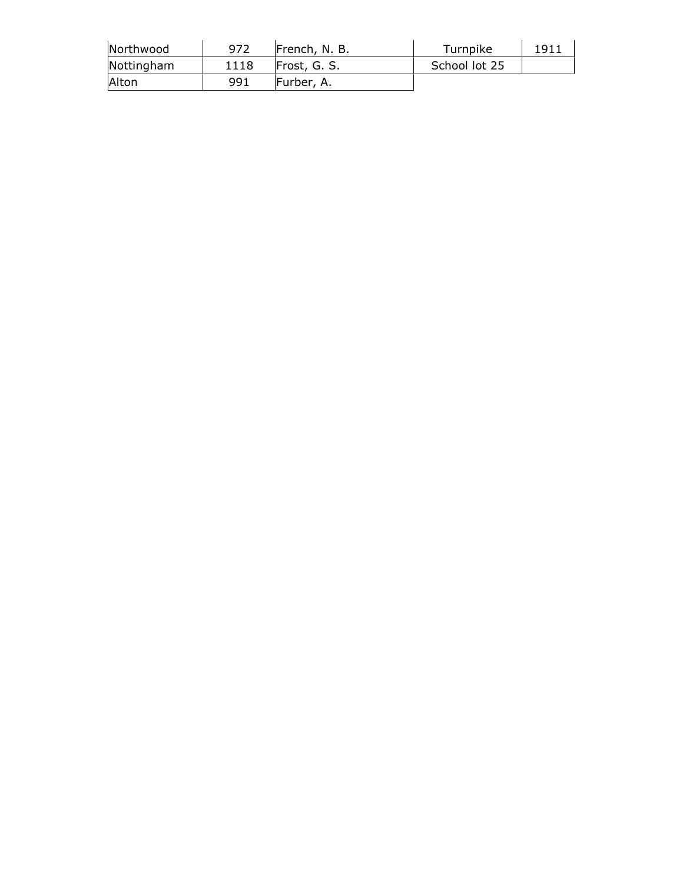| | | | | |
|---|---|---|---|---|
| Northwood | 972 | French, N. B. | Turnpike | 1911 |
| Nottingham | 1118 | Frost, G. S. | School lot 25 | |
| Alton | 991 | Furber, A. | | |